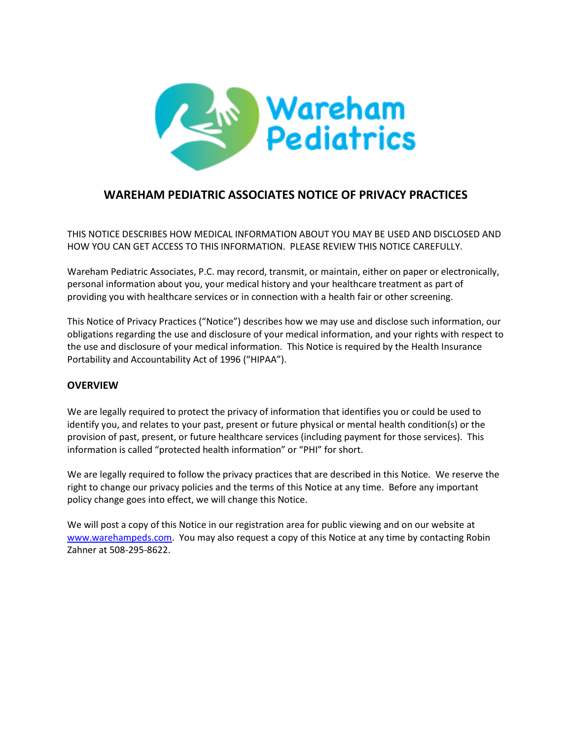# WAREHAM PEDIATRIC ASSOCIATES NOTICE OF PRIVACY PRACTICES

THIS NOTICE DESCRIBES HOW MEDICAL INFORMATION ABOUT YOU MAY BE USED AND DISCLOSED AND HOW YOU CAN GET ACCESS TO THIS INFORMATION. PLEASE REVIEW THIS NOTICE CAREFULLY.

Wareham Pediatric Associates, P.C. may record, transmit, or maintain, either on paper or electronically, personal information about you, your medical history and your healthcare treatment as part of providing you with healthcare services or in connection with a health fair or other screening.

This Notice of Privacy Practices ("Notice") describes how we may use and disclose such information, our obligations regarding the use and disclosure of your medical information, and your rights with respect to the use and disclosure of your medical information. This Notice is required by the Health Insurance Portability and Accountability Act of 1996 ("HIPAA").

## OVERVIEW

We are legally required to protect the privacy of information that identifies you or could be used to identify you, and relates to your past, present or future physical or mental health condition(s) or the provision of past, present, or future healthcare services (including payment for those services). This information is called "protected health information" or "PHI" for short.

We are legally required to follow the privacy practices that are described in this Notice. We reserve the right to change our privacy policies and the terms of this Notice at any time. Before any important policy change goes into effect, we will change this Notice.

We will post a copy of this Notice in our registration area for public viewing and on our website at [www.warehampeds.com](http://www.warehampeds.com). You may also request a copy of this Notice at any time by contacting Robin Zahner at 508-295-8622.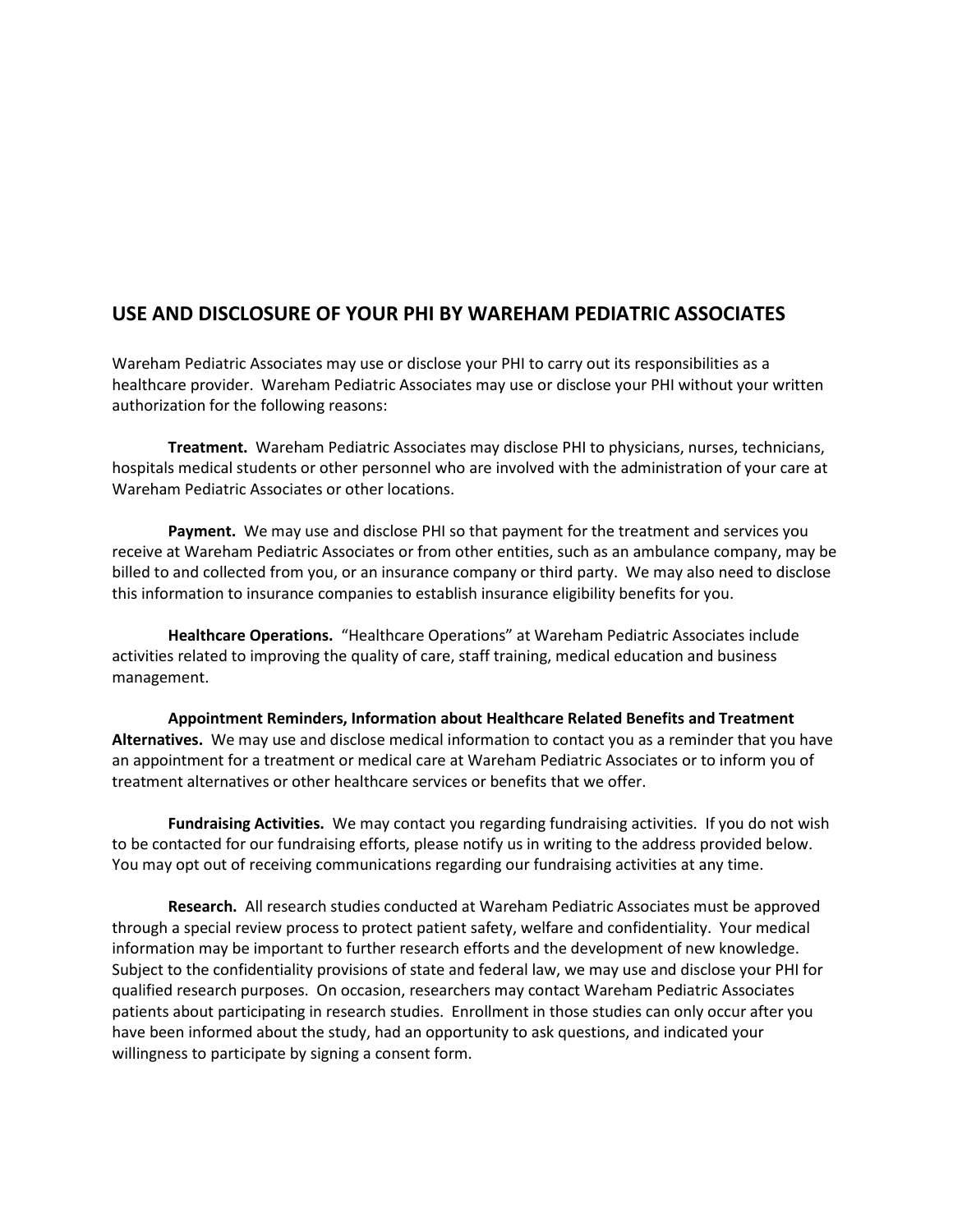## USE AND DISCLOSURE OF YOUR PHI BY WAREHAM PEDIATRIC ASSOCIATES

Wareham Pediatric Associates may use or disclose your PHI to carry out its responsibilities as a healthcare provider. Wareham Pediatric Associates may use or disclose your PHI without your written authorization for the following reasons:

**Treatment.** Wareham Pediatric Associates may disclose PHI to physicians, nurses, technicians, hospitals medical students or other personnel who are involved with the administration of your care at Wareham Pediatric Associates or other locations.

**Payment.** We may use and disclose PHI so that payment for the treatment and services you receive at Wareham Pediatric Associates or from other entities, such as an ambulance company, may be billed to and collected from you, or an insurance company or third party. We may also need to disclose this information to insurance companies to establish insurance eligibility benefits for you.

**Healthcare Operations.** "Healthcare Operations" at Wareham Pediatric Associates include activities related to improving the quality of care, staff training, medical education and business management.

**Appointment Reminders, Information about Healthcare Related Benefits and Treatment Alternatives.** We may use and disclose medical information to contact you as a reminder that you have an appointment for a treatment or medical care at Wareham Pediatric Associates or to inform you of treatment alternatives or other healthcare services or benefits that we offer.

**Fundraising Activities.** We may contact you regarding fundraising activities. If you do not wish to be contacted for our fundraising efforts, please notify us in writing to the address provided below. You may opt out of receiving communications regarding our fundraising activities at any time.

**Research.** All research studies conducted at Wareham Pediatric Associates must be approved through a special review process to protect patient safety, welfare and confidentiality. Your medical information may be important to further research efforts and the development of new knowledge. Subject to the confidentiality provisions of state and federal law, we may use and disclose your PHI for qualified research purposes. On occasion, researchers may contact Wareham Pediatric Associates patients about participating in research studies. Enrollment in those studies can only occur after you have been informed about the study, had an opportunity to ask questions, and indicated your willingness to participate by signing a consent form.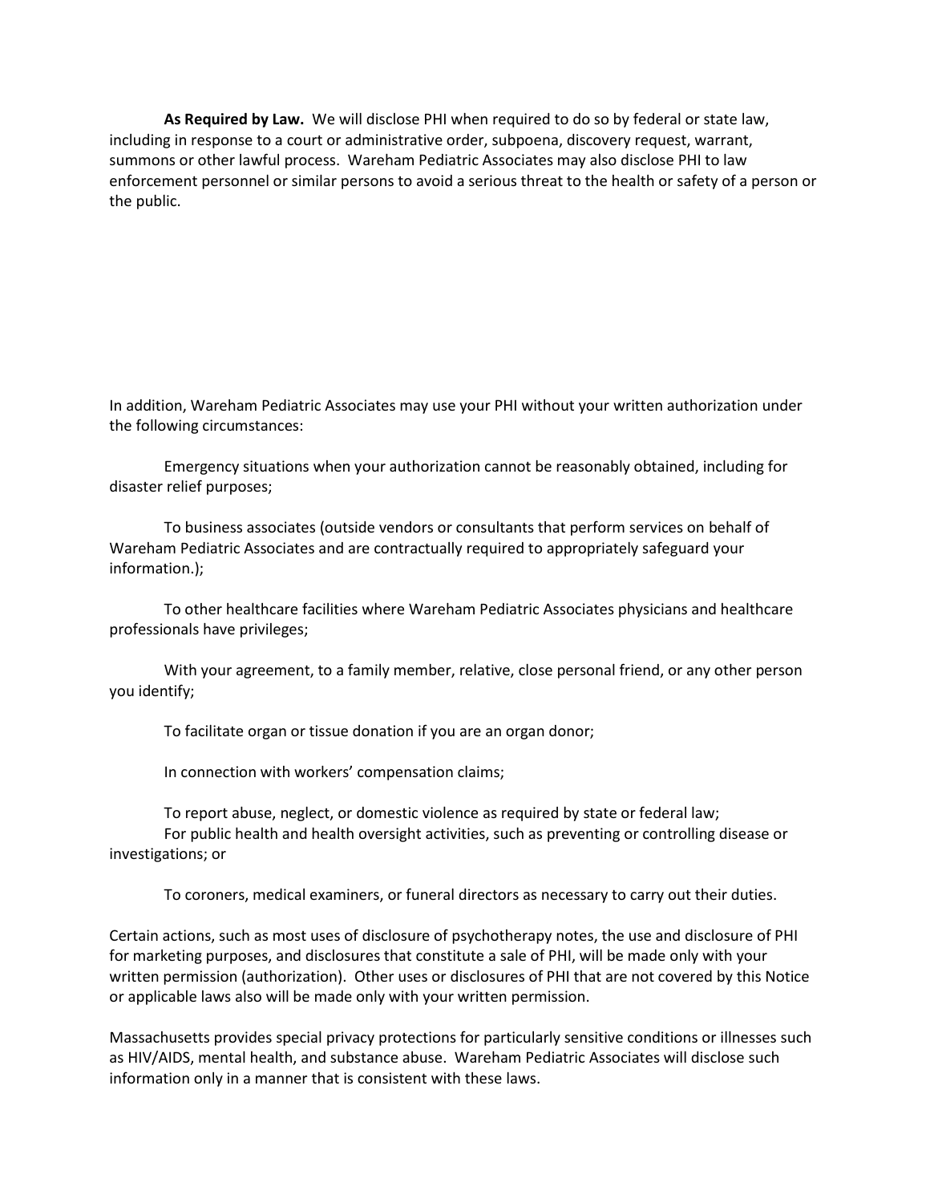**As Required by Law.** We will disclose PHI when required to do so by federal or state law, including in response to a court or administrative order, subpoena, discovery request, warrant, summons or other lawful process. Wareham Pediatric Associates may also disclose PHI to law enforcement personnel or similar persons to avoid a serious threat to the health or safety of a person or the public.

In addition, Wareham Pediatric Associates may use your PHI without your written authorization under the following circumstances:

Emergency situations when your authorization cannot be reasonably obtained, including for disaster relief purposes;

To business associates (outside vendors or consultants that perform services on behalf of Wareham Pediatric Associates and are contractually required to appropriately safeguard your information.);

To other healthcare facilities where Wareham Pediatric Associates physicians and healthcare professionals have privileges;

With your agreement, to a family member, relative, close personal friend, or any other person you identify;

To facilitate organ or tissue donation if you are an organ donor;

In connection with workers' compensation claims;

To report abuse, neglect, or domestic violence as required by state or federal law;

For public health and health oversight activities, such as preventing or controlling disease or investigations; or

To coroners, medical examiners, or funeral directors as necessary to carry out their duties.

Certain actions, such as most uses of disclosure of psychotherapy notes, the use and disclosure of PHI for marketing purposes, and disclosures that constitute a sale of PHI, will be made only with your written permission (authorization). Other uses or disclosures of PHI that are not covered by this Notice or applicable laws also will be made only with your written permission.

Massachusetts provides special privacy protections for particularly sensitive conditions or illnesses such as HIV/AIDS, mental health, and substance abuse. Wareham Pediatric Associates will disclose such information only in a manner that is consistent with these laws.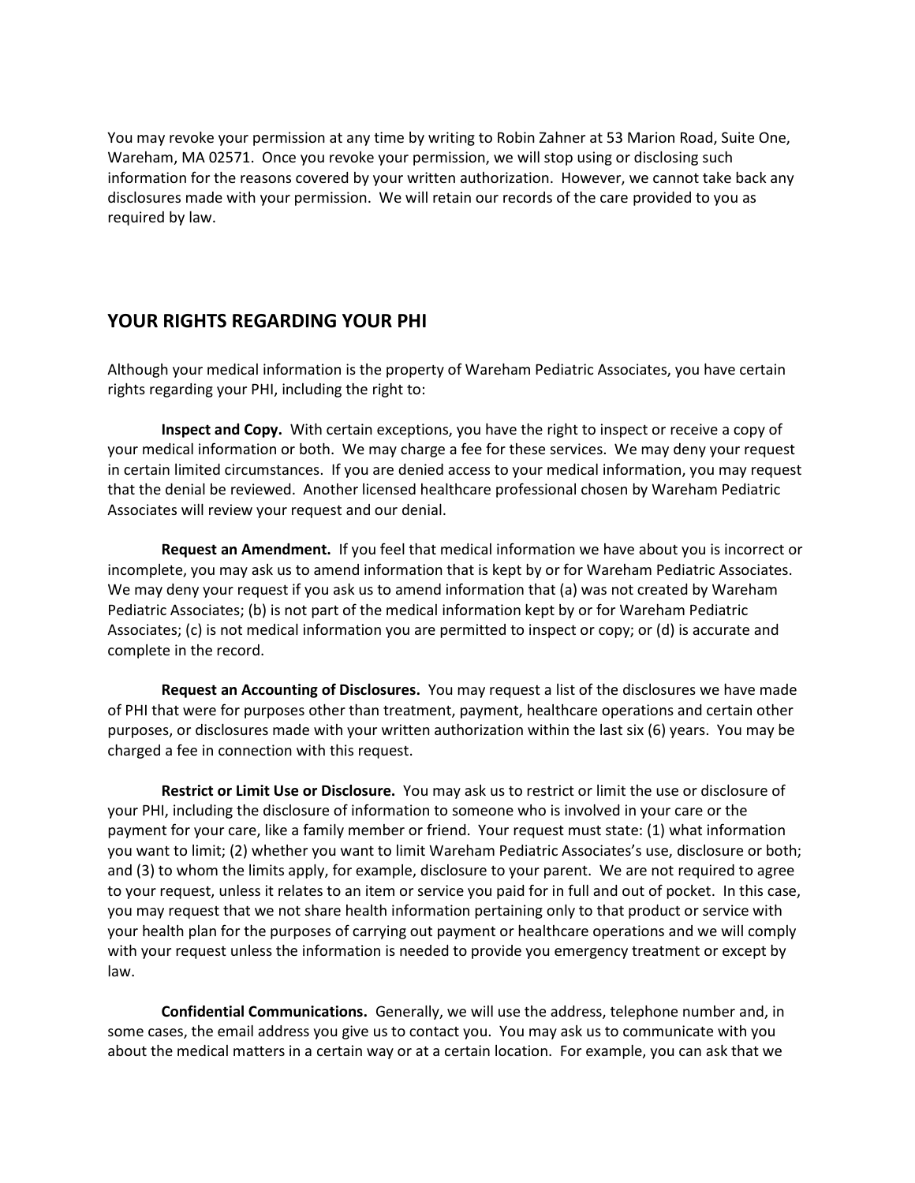You may revoke your permission at any time by writing to Robin Zahner at 53 Marion Road, Suite One, Wareham, MA 02571. Once you revoke your permission, we will stop using or disclosing such information for the reasons covered by your written authorization. However, we cannot take back any disclosures made with your permission. We will retain our records of the care provided to you as required by law.

## YOUR RIGHTS REGARDING YOUR PHI

Although your medical information is the property of Wareham Pediatric Associates, you have certain rights regarding your PHI, including the right to:

**Inspect and Copy.** With certain exceptions, you have the right to inspect or receive a copy of your medical information or both. We may charge a fee for these services. We may deny your request in certain limited circumstances. If you are denied access to your medical information, you may request that the denial be reviewed. Another licensed healthcare professional chosen by Wareham Pediatric Associates will review your request and our denial.

**Request an Amendment.** If you feel that medical information we have about you is incorrect or incomplete, you may ask us to amend information that is kept by or for Wareham Pediatric Associates. We may deny your request if you ask us to amend information that (a) was not created by Wareham Pediatric Associates; (b) is not part of the medical information kept by or for Wareham Pediatric Associates; (c) is not medical information you are permitted to inspect or copy; or (d) is accurate and complete in the record.

**Request an Accounting of Disclosures.** You may request a list of the disclosures we have made of PHI that were for purposes other than treatment, payment, healthcare operations and certain other purposes, or disclosures made with your written authorization within the last six (6) years. You may be charged a fee in connection with this request.

**Restrict or Limit Use or Disclosure.** You may ask us to restrict or limit the use or disclosure of your PHI, including the disclosure of information to someone who is involved in your care or the payment for your care, like a family member or friend. Your request must state: (1) what information you want to limit; (2) whether you want to limit Wareham Pediatric Associates's use, disclosure or both; and (3) to whom the limits apply, for example, disclosure to your parent. We are not required to agree to your request, unless it relates to an item or service you paid for in full and out of pocket. In this case, you may request that we not share health information pertaining only to that product or service with your health plan for the purposes of carrying out payment or healthcare operations and we will comply with your request unless the information is needed to provide you emergency treatment or except by law.

**Confidential Communications.** Generally, we will use the address, telephone number and, in some cases, the email address you give us to contact you. You may ask us to communicate with you about the medical matters in a certain way or at a certain location. For example, you can ask that we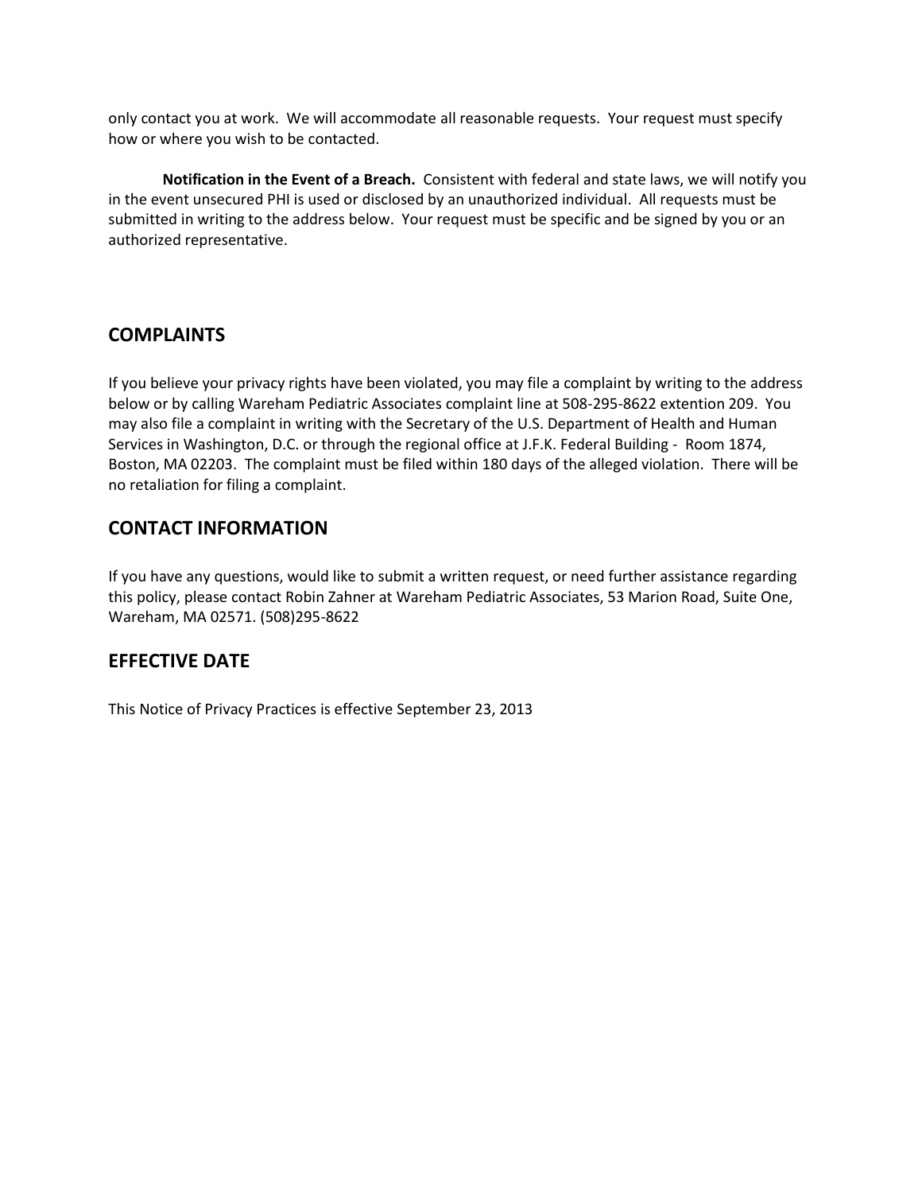only contact you at work. We will accommodate all reasonable requests. Your request must specify how or where you wish to be contacted.

**Notification in the Event of a Breach.** Consistent with federal and state laws, we will notify you in the event unsecured PHI is used or disclosed by an unauthorized individual. All requests must be submitted in writing to the address below. Your request must be specific and be signed by you or an authorized representative.

## COMPLAINTS

If you believe your privacy rights have been violated, you may file a complaint by writing to the address below or by calling Wareham Pediatric Associates complaint line at 508-295-8622 extention 209. You may also file a complaint in writing with the Secretary of the U.S. Department of Health and Human Services in Washington, D.C. or through the regional office at J.F.K. Federal Building - Room 1874, Boston, MA 02203. The complaint must be filed within 180 days of the alleged violation. There will be no retaliation for filing a complaint.

## CONTACT INFORMATION

If you have any questions, would like to submit a written request, or need further assistance regarding this policy, please contact Robin Zahner at Wareham Pediatric Associates, 53 Marion Road, Suite One, Wareham, MA 02571. (508)295-8622

## EFFECTIVE DATE

This Notice of Privacy Practices is effective September 23, 2013